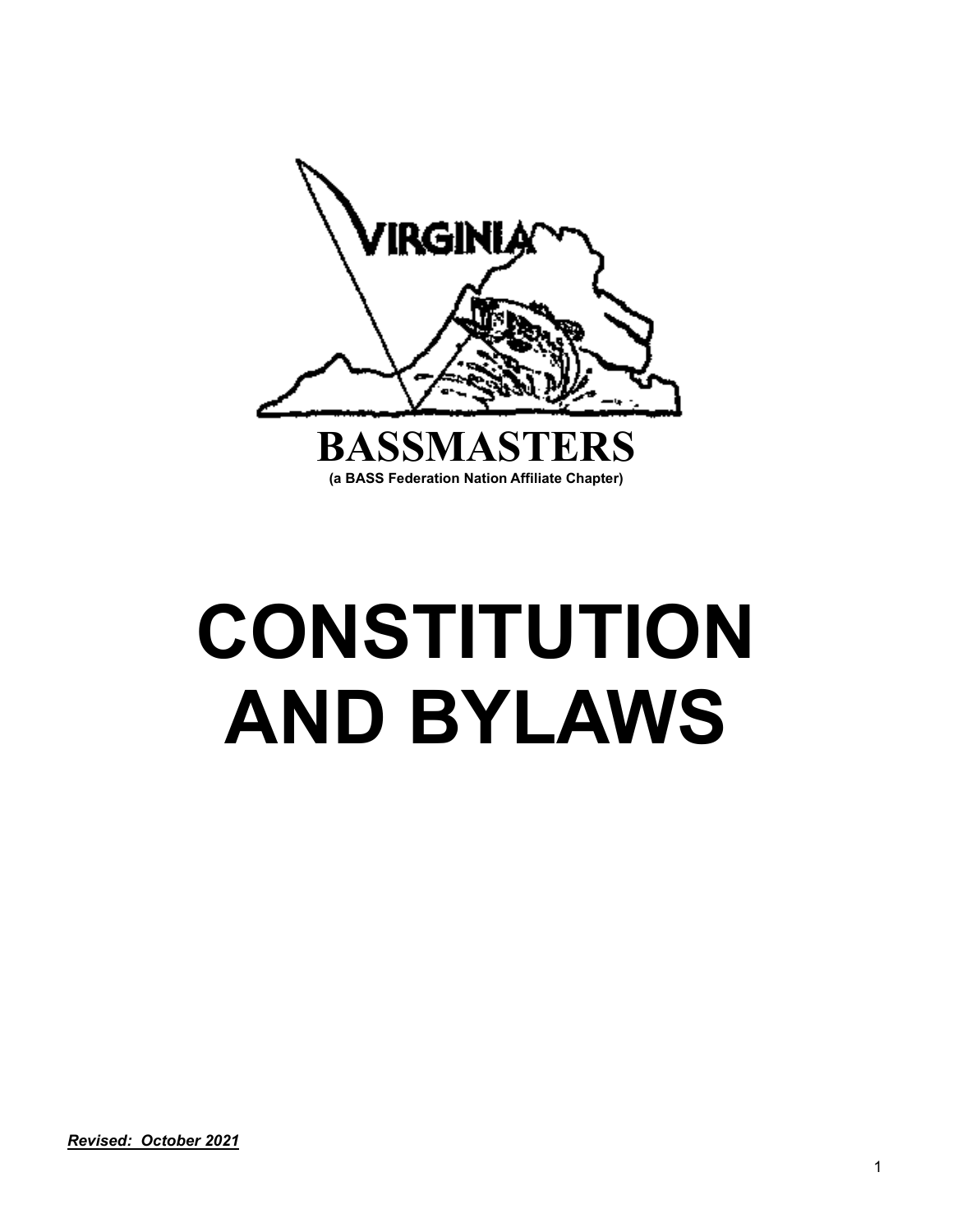VIRGINIA

**BASSMASTERS**

**(a BASS Federation Nation Affiliate Chapter)**

# CONSTITUTION AND BYLAWS

***Revised: October 2021***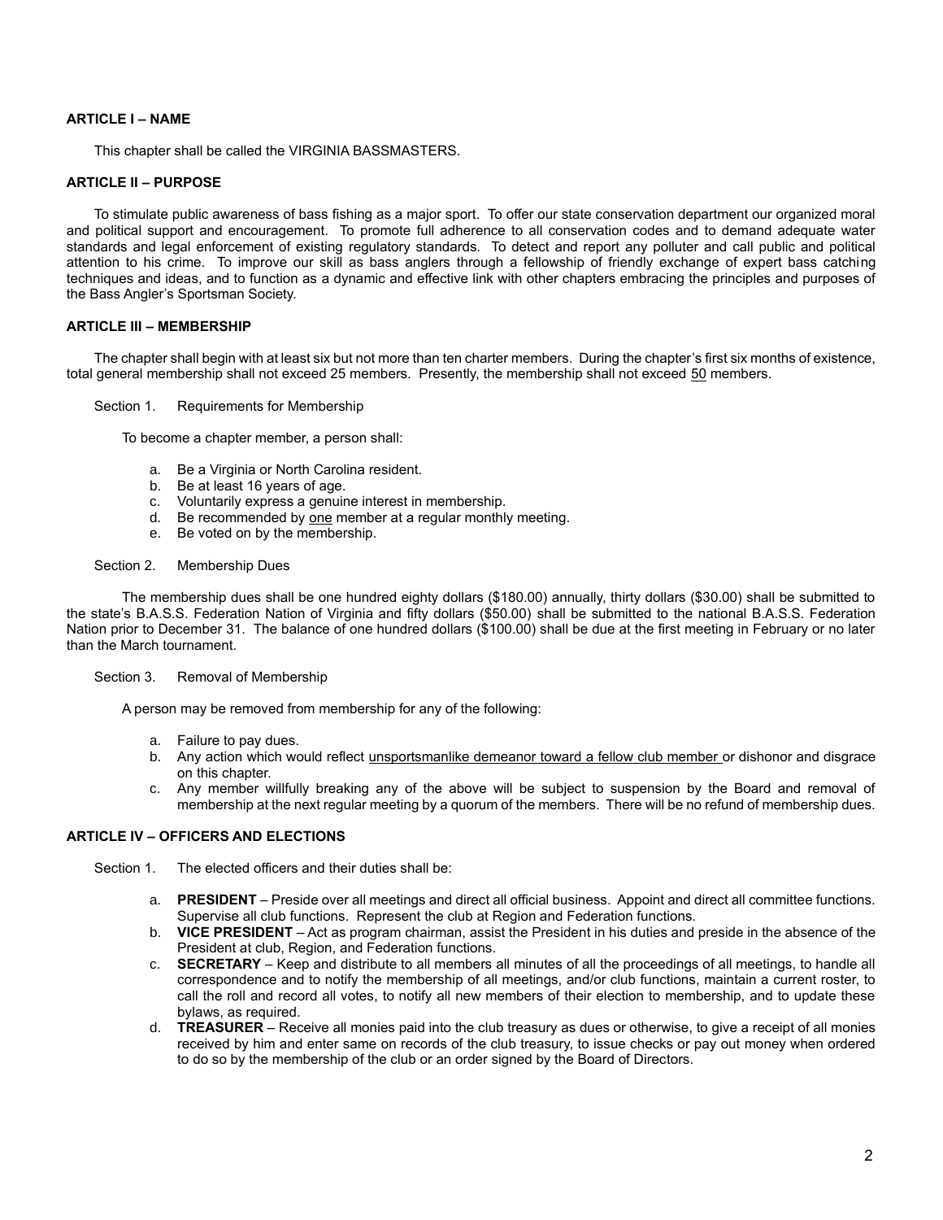**ARTICLE I – NAME**

This chapter shall be called the VIRGINIA BASSMASTERS.

**ARTICLE II – PURPOSE**

To stimulate public awareness of bass fishing as a major sport. To offer our state conservation department our organized moral and political support and encouragement. To promote full adherence to all conservation codes and to demand adequate water standards and legal enforcement of existing regulatory standards. To detect and report any polluter and call public and political attention to his crime. To improve our skill as bass anglers through a fellowship of friendly exchange of expert bass catching techniques and ideas, and to function as a dynamic and effective link with other chapters embracing the principles and purposes of the Bass Angler's Sportsman Society.

**ARTICLE III – MEMBERSHIP**

The chapter shall begin with at least six but not more than ten charter members. During the chapter's first six months of existence, total general membership shall not exceed 25 members. Presently, the membership shall not exceed <u>50</u> members.

Section 1. Requirements for Membership

To become a chapter member, a person shall:

a. Be a Virginia or North Carolina resident.
b. Be at least 16 years of age.
c. Voluntarily express a genuine interest in membership.
d. Be recommended by <u>one</u> member at a regular monthly meeting.
e. Be voted on by the membership.

Section 2. Membership Dues

The membership dues shall be one hundred eighty dollars ($180.00) annually, thirty dollars ($30.00) shall be submitted to the state's B.A.S.S. Federation Nation of Virginia and fifty dollars ($50.00) shall be submitted to the national B.A.S.S. Federation Nation prior to December 31. The balance of one hundred dollars ($100.00) shall be due at the first meeting in February or no later than the March tournament.

Section 3. Removal of Membership

A person may be removed from membership for any of the following:

a. Failure to pay dues.
b. Any action which would reflect <u>unsportsmanlike demeanor toward a fellow club member</u> or dishonor and disgrace on this chapter.
c. Any member willfully breaking any of the above will be subject to suspension by the Board and removal of membership at the next regular meeting by a quorum of the members. There will be no refund of membership dues.

**ARTICLE IV – OFFICERS AND ELECTIONS**

Section 1. The elected officers and their duties shall be:

a. **PRESIDENT** – Preside over all meetings and direct all official business. Appoint and direct all committee functions. Supervise all club functions. Represent the club at Region and Federation functions.
b. **VICE PRESIDENT** – Act as program chairman, assist the President in his duties and preside in the absence of the President at club, Region, and Federation functions.
c. **SECRETARY** – Keep and distribute to all members all minutes of all the proceedings of all meetings, to handle all correspondence and to notify the membership of all meetings, and/or club functions, maintain a current roster, to call the roll and record all votes, to notify all new members of their election to membership, and to update these bylaws, as required.
d. **TREASURER** – Receive all monies paid into the club treasury as dues or otherwise, to give a receipt of all monies received by him and enter same on records of the club treasury, to issue checks or pay out money when ordered to do so by the membership of the club or an order signed by the Board of Directors.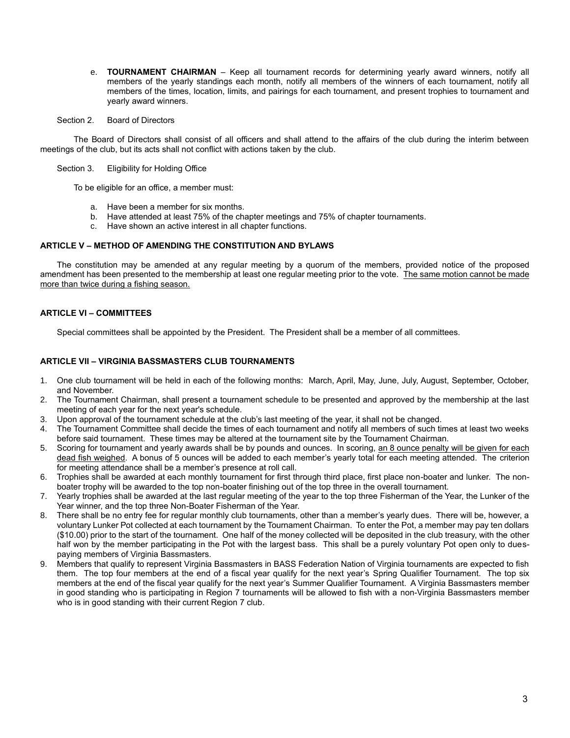e. **TOURNAMENT CHAIRMAN** – Keep all tournament records for determining yearly award winners, notify all members of the yearly standings each month, notify all members of the winners of each tournament, notify all members of the times, location, limits, and pairings for each tournament, and present trophies to tournament and yearly award winners.

Section 2. Board of Directors

The Board of Directors shall consist of all officers and shall attend to the affairs of the club during the interim between meetings of the club, but its acts shall not conflict with actions taken by the club.

Section 3. Eligibility for Holding Office

To be eligible for an office, a member must:

a. Have been a member for six months.
b. Have attended at least 75% of the chapter meetings and 75% of chapter tournaments.
c. Have shown an active interest in all chapter functions.

**ARTICLE V – METHOD OF AMENDING THE CONSTITUTION AND BYLAWS**

The constitution may be amended at any regular meeting by a quorum of the members, provided notice of the proposed amendment has been presented to the membership at least one regular meeting prior to the vote. <u>The same motion cannot be made more than twice during a fishing season.</u>

**ARTICLE VI – COMMITTEES**

Special committees shall be appointed by the President. The President shall be a member of all committees.

**ARTICLE VII – VIRGINIA BASSMASTERS CLUB TOURNAMENTS**

1. One club tournament will be held in each of the following months: March, April, May, June, July, August, September, October, and November.
2. The Tournament Chairman, shall present a tournament schedule to be presented and approved by the membership at the last meeting of each year for the next year's schedule.
3. Upon approval of the tournament schedule at the club's last meeting of the year, it shall not be changed.
4. The Tournament Committee shall decide the times of each tournament and notify all members of such times at least two weeks before said tournament. These times may be altered at the tournament site by the Tournament Chairman.
5. Scoring for tournament and yearly awards shall be by pounds and ounces. In scoring, <u>an 8 ounce penalty will be given for each dead fish weighed</u>. A bonus of 5 ounces will be added to each member's yearly total for each meeting attended. The criterion for meeting attendance shall be a member's presence at roll call.
6. Trophies shall be awarded at each monthly tournament for first through third place, first place non-boater and lunker. The non-boater trophy will be awarded to the top non-boater finishing out of the top three in the overall tournament.
7. Yearly trophies shall be awarded at the last regular meeting of the year to the top three Fisherman of the Year, the Lunker of the Year winner, and the top three Non-Boater Fisherman of the Year.
8. There shall be no entry fee for regular monthly club tournaments, other than a member's yearly dues. There will be, however, a voluntary Lunker Pot collected at each tournament by the Tournament Chairman. To enter the Pot, a member may pay ten dollars ($10.00) prior to the start of the tournament. One half of the money collected will be deposited in the club treasury, with the other half won by the member participating in the Pot with the largest bass. This shall be a purely voluntary Pot open only to dues-paying members of Virginia Bassmasters.
9. Members that qualify to represent Virginia Bassmasters in BASS Federation Nation of Virginia tournaments are expected to fish them. The top four members at the end of a fiscal year qualify for the next year's Spring Qualifier Tournament. The top six members at the end of the fiscal year qualify for the next year's Summer Qualifier Tournament. A Virginia Bassmasters member in good standing who is participating in Region 7 tournaments will be allowed to fish with a non-Virginia Bassmasters member who is in good standing with their current Region 7 club.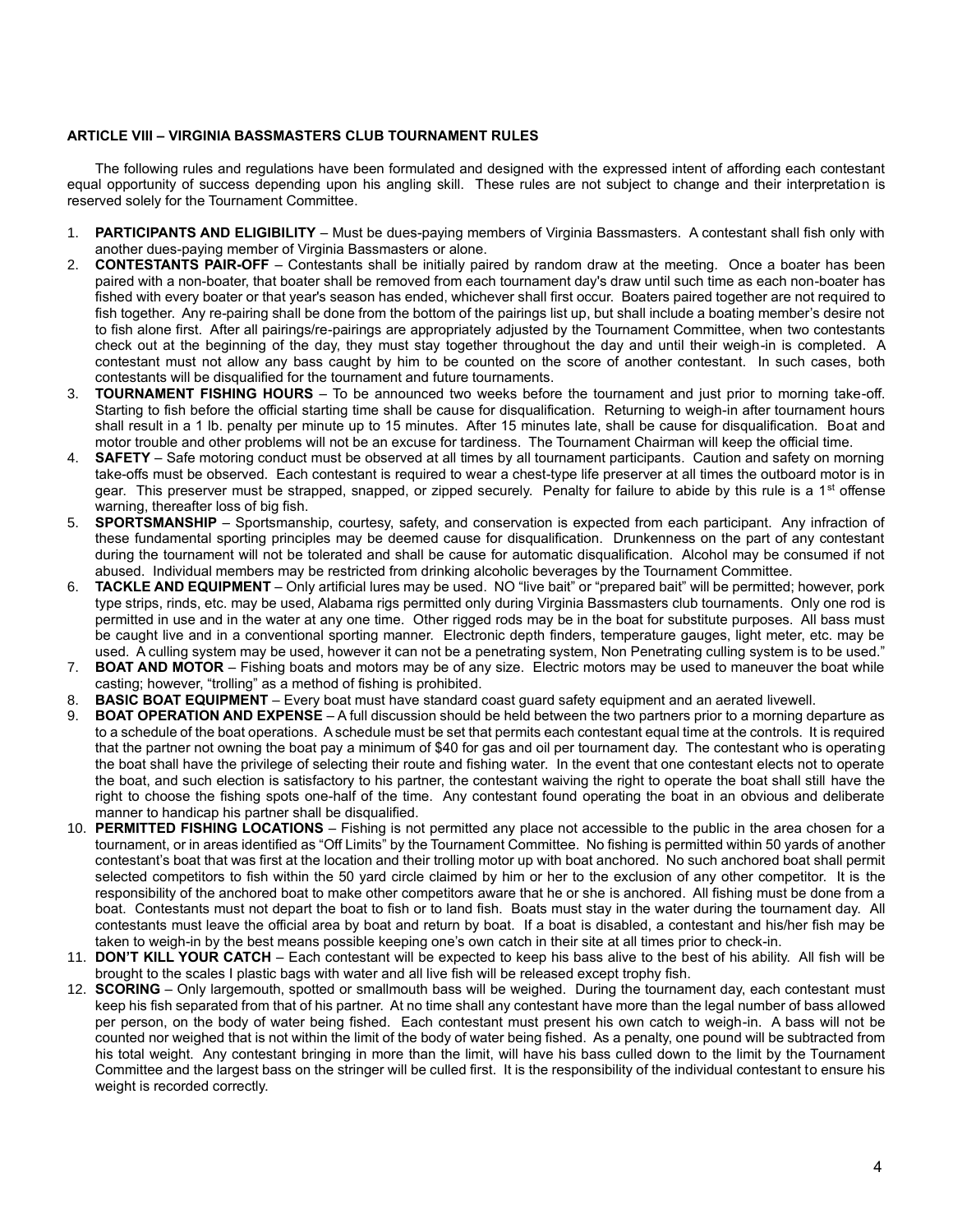**ARTICLE VIII – VIRGINIA BASSMASTERS CLUB TOURNAMENT RULES**

The following rules and regulations have been formulated and designed with the expressed intent of affording each contestant equal opportunity of success depending upon his angling skill. These rules are not subject to change and their interpretation is reserved solely for the Tournament Committee.

1. **PARTICIPANTS AND ELIGIBILITY** – Must be dues-paying members of Virginia Bassmasters. A contestant shall fish only with another dues-paying member of Virginia Bassmasters or alone.
2. **CONTESTANTS PAIR-OFF** – Contestants shall be initially paired by random draw at the meeting. Once a boater has been paired with a non-boater, that boater shall be removed from each tournament day's draw until such time as each non-boater has fished with every boater or that year's season has ended, whichever shall first occur. Boaters paired together are not required to fish together. Any re-pairing shall be done from the bottom of the pairings list up, but shall include a boating member's desire not to fish alone first. After all pairings/re-pairings are appropriately adjusted by the Tournament Committee, when two contestants check out at the beginning of the day, they must stay together throughout the day and until their weigh-in is completed. A contestant must not allow any bass caught by him to be counted on the score of another contestant. In such cases, both contestants will be disqualified for the tournament and future tournaments.
3. **TOURNAMENT FISHING HOURS** – To be announced two weeks before the tournament and just prior to morning take-off. Starting to fish before the official starting time shall be cause for disqualification. Returning to weigh-in after tournament hours shall result in a 1 lb. penalty per minute up to 15 minutes. After 15 minutes late, shall be cause for disqualification. Boat and motor trouble and other problems will not be an excuse for tardiness. The Tournament Chairman will keep the official time.
4. **SAFETY** – Safe motoring conduct must be observed at all times by all tournament participants. Caution and safety on morning take-offs must be observed. Each contestant is required to wear a chest-type life preserver at all times the outboard motor is in gear. This preserver must be strapped, snapped, or zipped securely. Penalty for failure to abide by this rule is a 1st offense warning, thereafter loss of big fish.
5. **SPORTSMANSHIP** – Sportsmanship, courtesy, safety, and conservation is expected from each participant. Any infraction of these fundamental sporting principles may be deemed cause for disqualification. Drunkenness on the part of any contestant during the tournament will not be tolerated and shall be cause for automatic disqualification. Alcohol may be consumed if not abused. Individual members may be restricted from drinking alcoholic beverages by the Tournament Committee.
6. **TACKLE AND EQUIPMENT** – Only artificial lures may be used. NO "live bait" or "prepared bait" will be permitted; however, pork type strips, rinds, etc. may be used, Alabama rigs permitted only during Virginia Bassmasters club tournaments. Only one rod is permitted in use and in the water at any one time. Other rigged rods may be in the boat for substitute purposes. All bass must be caught live and in a conventional sporting manner. Electronic depth finders, temperature gauges, light meter, etc. may be used. A culling system may be used, however it can not be a penetrating system, Non Penetrating culling system is to be used."
7. **BOAT AND MOTOR** – Fishing boats and motors may be of any size. Electric motors may be used to maneuver the boat while casting; however, "trolling" as a method of fishing is prohibited.
8. **BASIC BOAT EQUIPMENT** – Every boat must have standard coast guard safety equipment and an aerated livewell.
9. **BOAT OPERATION AND EXPENSE** – A full discussion should be held between the two partners prior to a morning departure as to a schedule of the boat operations. A schedule must be set that permits each contestant equal time at the controls. It is required that the partner not owning the boat pay a minimum of $40 for gas and oil per tournament day. The contestant who is operating the boat shall have the privilege of selecting their route and fishing water. In the event that one contestant elects not to operate the boat, and such election is satisfactory to his partner, the contestant waiving the right to operate the boat shall still have the right to choose the fishing spots one-half of the time. Any contestant found operating the boat in an obvious and deliberate manner to handicap his partner shall be disqualified.
10. **PERMITTED FISHING LOCATIONS** – Fishing is not permitted any place not accessible to the public in the area chosen for a tournament, or in areas identified as "Off Limits" by the Tournament Committee. No fishing is permitted within 50 yards of another contestant's boat that was first at the location and their trolling motor up with boat anchored. No such anchored boat shall permit selected competitors to fish within the 50 yard circle claimed by him or her to the exclusion of any other competitor. It is the responsibility of the anchored boat to make other competitors aware that he or she is anchored. All fishing must be done from a boat. Contestants must not depart the boat to fish or to land fish. Boats must stay in the water during the tournament day. All contestants must leave the official area by boat and return by boat. If a boat is disabled, a contestant and his/her fish may be taken to weigh-in by the best means possible keeping one's own catch in their site at all times prior to check-in.
11. **DON'T KILL YOUR CATCH** – Each contestant will be expected to keep his bass alive to the best of his ability. All fish will be brought to the scales I plastic bags with water and all live fish will be released except trophy fish.
12. **SCORING** – Only largemouth, spotted or smallmouth bass will be weighed. During the tournament day, each contestant must keep his fish separated from that of his partner. At no time shall any contestant have more than the legal number of bass allowed per person, on the body of water being fished. Each contestant must present his own catch to weigh-in. A bass will not be counted nor weighed that is not within the limit of the body of water being fished. As a penalty, one pound will be subtracted from his total weight. Any contestant bringing in more than the limit, will have his bass culled down to the limit by the Tournament Committee and the largest bass on the stringer will be culled first. It is the responsibility of the individual contestant to ensure his weight is recorded correctly.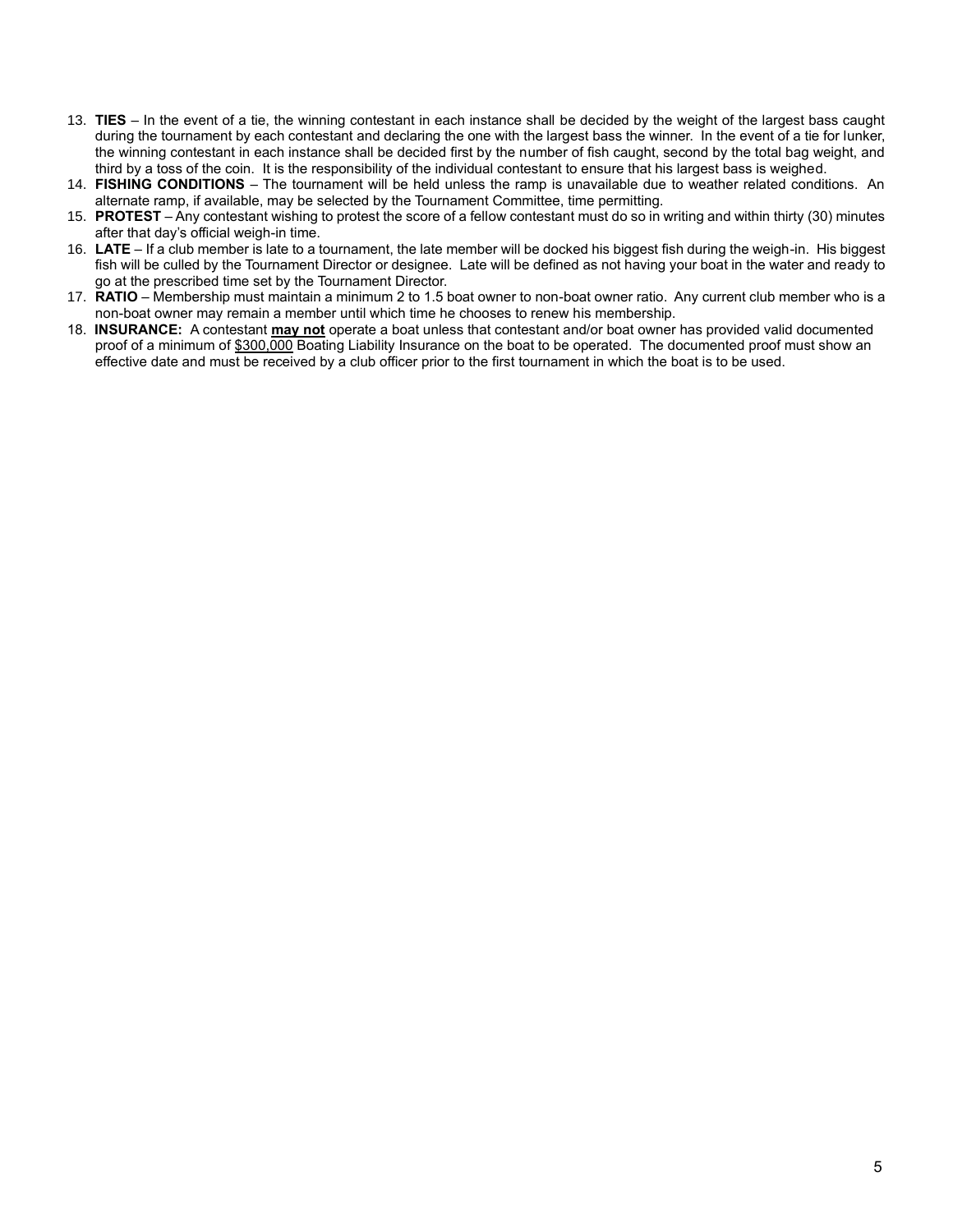13. **TIES** – In the event of a tie, the winning contestant in each instance shall be decided by the weight of the largest bass caught during the tournament by each contestant and declaring the one with the largest bass the winner. In the event of a tie for lunker, the winning contestant in each instance shall be decided first by the number of fish caught, second by the total bag weight, and third by a toss of the coin. It is the responsibility of the individual contestant to ensure that his largest bass is weighed.
14. **FISHING CONDITIONS** – The tournament will be held unless the ramp is unavailable due to weather related conditions. An alternate ramp, if available, may be selected by the Tournament Committee, time permitting.
15. **PROTEST** – Any contestant wishing to protest the score of a fellow contestant must do so in writing and within thirty (30) minutes after that day's official weigh-in time.
16. **LATE** – If a club member is late to a tournament, the late member will be docked his biggest fish during the weigh-in. His biggest fish will be culled by the Tournament Director or designee. Late will be defined as not having your boat in the water and ready to go at the prescribed time set by the Tournament Director.
17. **RATIO** – Membership must maintain a minimum 2 to 1.5 boat owner to non-boat owner ratio. Any current club member who is a non-boat owner may remain a member until which time he chooses to renew his membership.
18. **INSURANCE:** A contestant **may not** operate a boat unless that contestant and/or boat owner has provided valid documented proof of a minimum of $300,000 Boating Liability Insurance on the boat to be operated. The documented proof must show an effective date and must be received by a club officer prior to the first tournament in which the boat is to be used.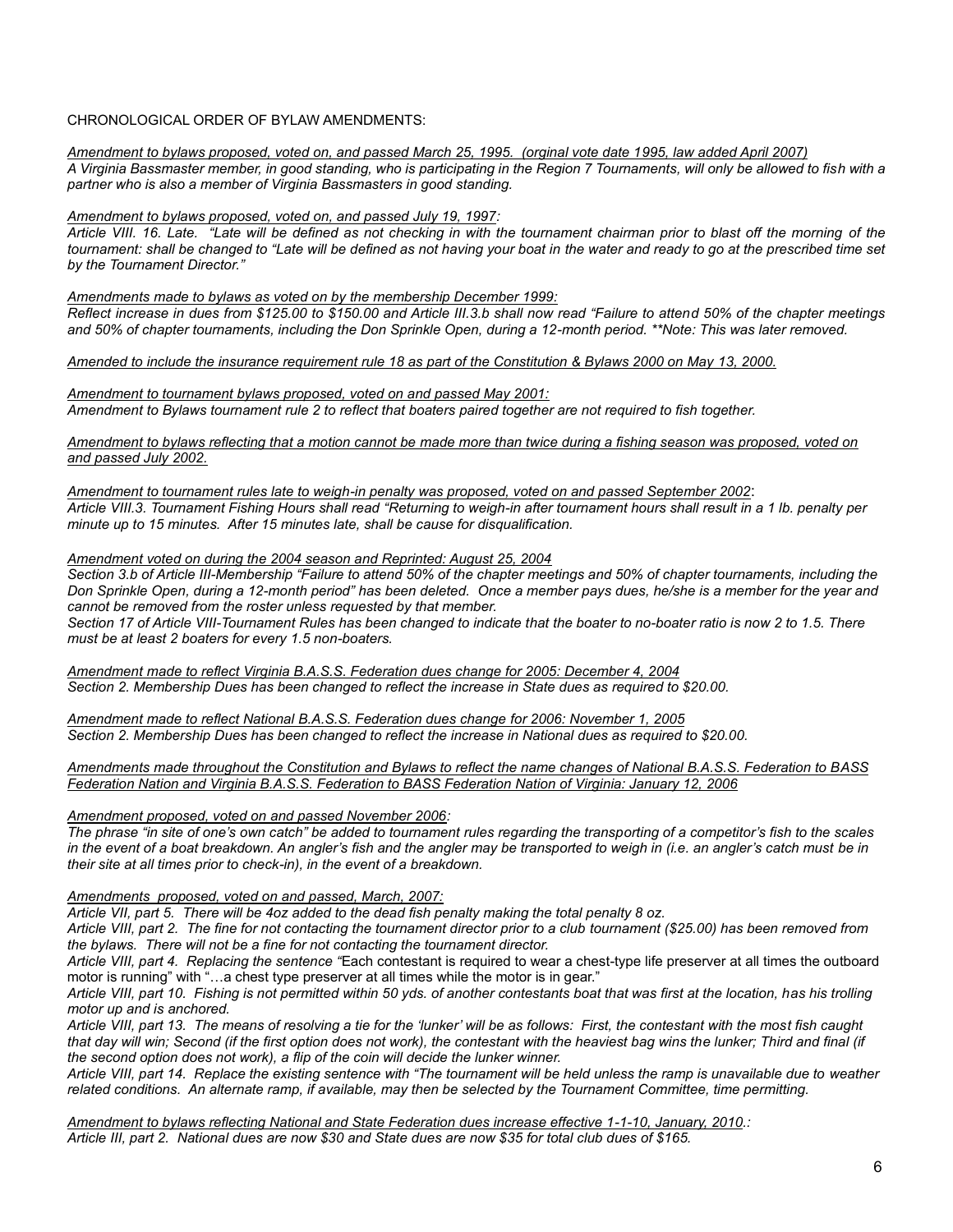CHRONOLOGICAL ORDER OF BYLAW AMENDMENTS:

*Amendment to bylaws proposed, voted on, and passed March 25, 1995. (orginal vote date 1995, law added April 2007)*
*A Virginia Bassmaster member, in good standing, who is participating in the Region 7 Tournaments, will only be allowed to fish with a partner who is also a member of Virginia Bassmasters in good standing.*

*Amendment to bylaws proposed, voted on, and passed July 19, 1997:*
*Article VIII. 16. Late. "Late will be defined as not checking in with the tournament chairman prior to blast off the morning of the tournament: shall be changed to "Late will be defined as not having your boat in the water and ready to go at the prescribed time set by the Tournament Director."*

*Amendments made to bylaws as voted on by the membership December 1999:*
*Reflect increase in dues from $125.00 to $150.00 and Article III.3.b shall now read "Failure to attend 50% of the chapter meetings and 50% of chapter tournaments, including the Don Sprinkle Open, during a 12-month period. **Note: This was later removed.*

*Amended to include the insurance requirement rule 18 as part of the Constitution & Bylaws 2000 on May 13, 2000.*

*Amendment to tournament bylaws proposed, voted on and passed May 2001:*
*Amendment to Bylaws tournament rule 2 to reflect that boaters paired together are not required to fish together.*

*Amendment to bylaws reflecting that a motion cannot be made more than twice during a fishing season was proposed, voted on and passed July 2002.*

*Amendment to tournament rules late to weigh-in penalty was proposed, voted on and passed September 2002:*
*Article VIII.3. Tournament Fishing Hours shall read "Returning to weigh-in after tournament hours shall result in a 1 lb. penalty per minute up to 15 minutes. After 15 minutes late, shall be cause for disqualification.*

*Amendment voted on during the 2004 season and Reprinted: August 25, 2004*
*Section 3.b of Article III-Membership "Failure to attend 50% of the chapter meetings and 50% of chapter tournaments, including the Don Sprinkle Open, during a 12-month period" has been deleted. Once a member pays dues, he/she is a member for the year and cannot be removed from the roster unless requested by that member.*
*Section 17 of Article VIII-Tournament Rules has been changed to indicate that the boater to no-boater ratio is now 2 to 1.5. There must be at least 2 boaters for every 1.5 non-boaters.*

*Amendment made to reflect Virginia B.A.S.S. Federation dues change for 2005: December 4, 2004*
*Section 2. Membership Dues has been changed to reflect the increase in State dues as required to $20.00.*

*Amendment made to reflect National B.A.S.S. Federation dues change for 2006: November 1, 2005*
*Section 2. Membership Dues has been changed to reflect the increase in National dues as required to $20.00.*

*Amendments made throughout the Constitution and Bylaws to reflect the name changes of National B.A.S.S. Federation to BASS Federation Nation and Virginia B.A.S.S. Federation to BASS Federation Nation of Virginia: January 12, 2006*

*Amendment proposed, voted on and passed November 2006:*
*The phrase "in site of one's own catch" be added to tournament rules regarding the transporting of a competitor's fish to the scales in the event of a boat breakdown. An angler's fish and the angler may be transported to weigh in (i.e. an angler's catch must be in their site at all times prior to check-in), in the event of a breakdown.*

*Amendments proposed, voted on and passed, March, 2007:*
*Article VII, part 5. There will be 4oz added to the dead fish penalty making the total penalty 8 oz.*
*Article VIII, part 2. The fine for not contacting the tournament director prior to a club tournament ($25.00) has been removed from the bylaws. There will not be a fine for not contacting the tournament director.*
*Article VIII, part 4. Replacing the sentence "*Each contestant is required to wear a chest-type life preserver at all times the outboard motor is running" with "…a chest type preserver at all times while the motor is in gear."
*Article VIII, part 10. Fishing is not permitted within 50 yds. of another contestants boat that was first at the location, has his trolling motor up and is anchored.*
*Article VIII, part 13. The means of resolving a tie for the 'lunker' will be as follows: First, the contestant with the most fish caught that day will win; Second (if the first option does not work), the contestant with the heaviest bag wins the lunker; Third and final (if the second option does not work), a flip of the coin will decide the lunker winner.*
*Article VIII, part 14. Replace the existing sentence with "The tournament will be held unless the ramp is unavailable due to weather related conditions. An alternate ramp, if available, may then be selected by the Tournament Committee, time permitting.*

*Amendment to bylaws reflecting National and State Federation dues increase effective 1-1-10, January, 2010.:*
*Article III, part 2. National dues are now $30 and State dues are now $35 for total club dues of $165.*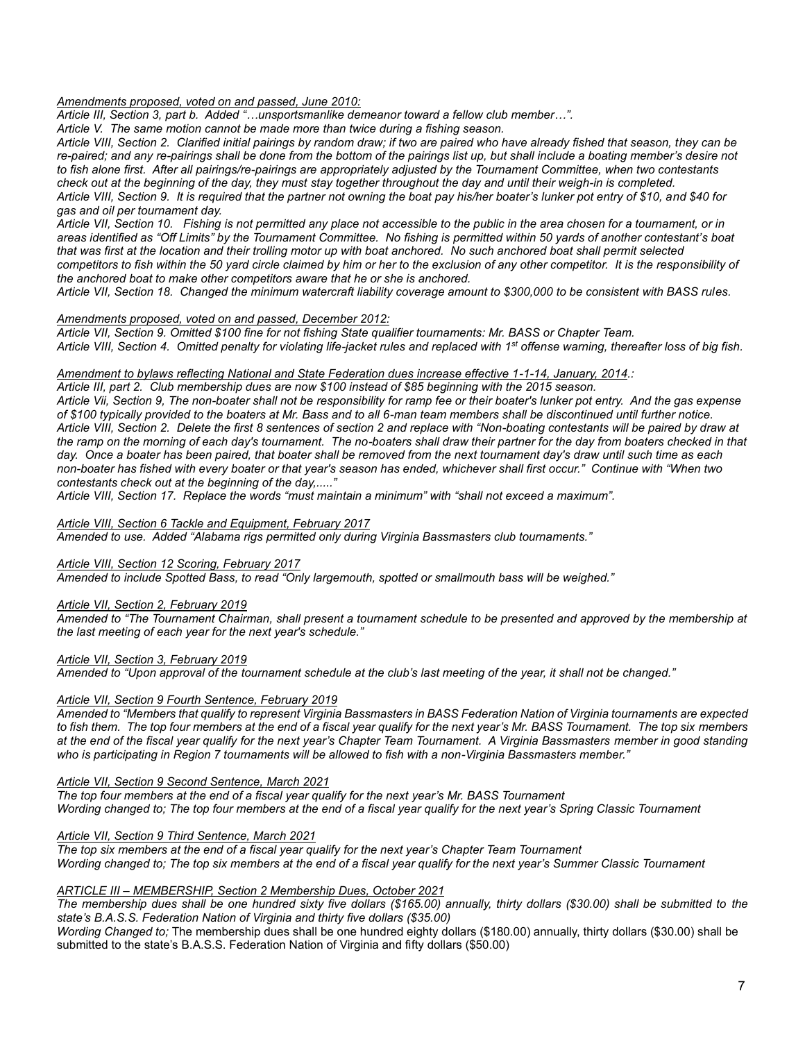*Amendments proposed, voted on and passed, June 2010:*

*Article III, Section 3, part b. Added "…unsportsmanlike demeanor toward a fellow club member…".*

*Article V. The same motion cannot be made more than twice during a fishing season.*

*Article VIII, Section 2. Clarified initial pairings by random draw; if two are paired who have already fished that season, they can be re-paired; and any re-pairings shall be done from the bottom of the pairings list up, but shall include a boating member's desire not to fish alone first. After all pairings/re-pairings are appropriately adjusted by the Tournament Committee, when two contestants check out at the beginning of the day, they must stay together throughout the day and until their weigh-in is completed.*

*Article VIII, Section 9. It is required that the partner not owning the boat pay his/her boater's lunker pot entry of $10, and $40 for gas and oil per tournament day.*

*Article VII, Section 10. Fishing is not permitted any place not accessible to the public in the area chosen for a tournament, or in areas identified as "Off Limits" by the Tournament Committee. No fishing is permitted within 50 yards of another contestant's boat that was first at the location and their trolling motor up with boat anchored. No such anchored boat shall permit selected competitors to fish within the 50 yard circle claimed by him or her to the exclusion of any other competitor. It is the responsibility of the anchored boat to make other competitors aware that he or she is anchored.*

*Article VII, Section 18. Changed the minimum watercraft liability coverage amount to $300,000 to be consistent with BASS rules.*

*Amendments proposed, voted on and passed, December 2012:*

*Article VII, Section 9. Omitted $100 fine for not fishing State qualifier tournaments: Mr. BASS or Chapter Team.*

*Article VIII, Section 4. Omitted penalty for violating life-jacket rules and replaced with 1st offense warning, thereafter loss of big fish.*

*Amendment to bylaws reflecting National and State Federation dues increase effective 1-1-14, January, 2014.:*

*Article III, part 2. Club membership dues are now $100 instead of $85 beginning with the 2015 season.*

*Article Vii, Section 9, The non-boater shall not be responsibility for ramp fee or their boater's lunker pot entry. And the gas expense of $100 typically provided to the boaters at Mr. Bass and to all 6-man team members shall be discontinued until further notice.*

*Article VIII, Section 2. Delete the first 8 sentences of section 2 and replace with "Non-boating contestants will be paired by draw at the ramp on the morning of each day's tournament. The no-boaters shall draw their partner for the day from boaters checked in that day. Once a boater has been paired, that boater shall be removed from the next tournament day's draw until such time as each non-boater has fished with every boater or that year's season has ended, whichever shall first occur." Continue with "When two contestants check out at the beginning of the day,....."*

*Article VIII, Section 17. Replace the words "must maintain a minimum" with "shall not exceed a maximum".*

*Article VIII, Section 6 Tackle and Equipment, February 2017*

*Amended to use. Added "Alabama rigs permitted only during Virginia Bassmasters club tournaments."*

*Article VIII, Section 12 Scoring, February 2017*

*Amended to include Spotted Bass, to read "Only largemouth, spotted or smallmouth bass will be weighed."*

*Article VII, Section 2, February 2019*

*Amended to "The Tournament Chairman, shall present a tournament schedule to be presented and approved by the membership at the last meeting of each year for the next year's schedule."*

*Article VII, Section 3, February 2019*

*Amended to "Upon approval of the tournament schedule at the club's last meeting of the year, it shall not be changed."*

*Article VII, Section 9 Fourth Sentence, February 2019*

*Amended to "Members that qualify to represent Virginia Bassmasters in BASS Federation Nation of Virginia tournaments are expected to fish them. The top four members at the end of a fiscal year qualify for the next year's Mr. BASS Tournament. The top six members at the end of the fiscal year qualify for the next year's Chapter Team Tournament. A Virginia Bassmasters member in good standing who is participating in Region 7 tournaments will be allowed to fish with a non-Virginia Bassmasters member."*

*Article VII, Section 9 Second Sentence, March 2021*

*The top four members at the end of a fiscal year qualify for the next year's Mr. BASS Tournament*

*Wording changed to; The top four members at the end of a fiscal year qualify for the next year's Spring Classic Tournament*

*Article VII, Section 9 Third Sentence, March 2021*

*The top six members at the end of a fiscal year qualify for the next year's Chapter Team Tournament*

*Wording changed to; The top six members at the end of a fiscal year qualify for the next year's Summer Classic Tournament*

*ARTICLE III – MEMBERSHIP, Section 2 Membership Dues, October 2021*

*The membership dues shall be one hundred sixty five dollars ($165.00) annually, thirty dollars ($30.00) shall be submitted to the state's B.A.S.S. Federation Nation of Virginia and thirty five dollars ($35.00)*

*Wording Changed to;* The membership dues shall be one hundred eighty dollars ($180.00) annually, thirty dollars ($30.00) shall be submitted to the state's B.A.S.S. Federation Nation of Virginia and fifty dollars ($50.00)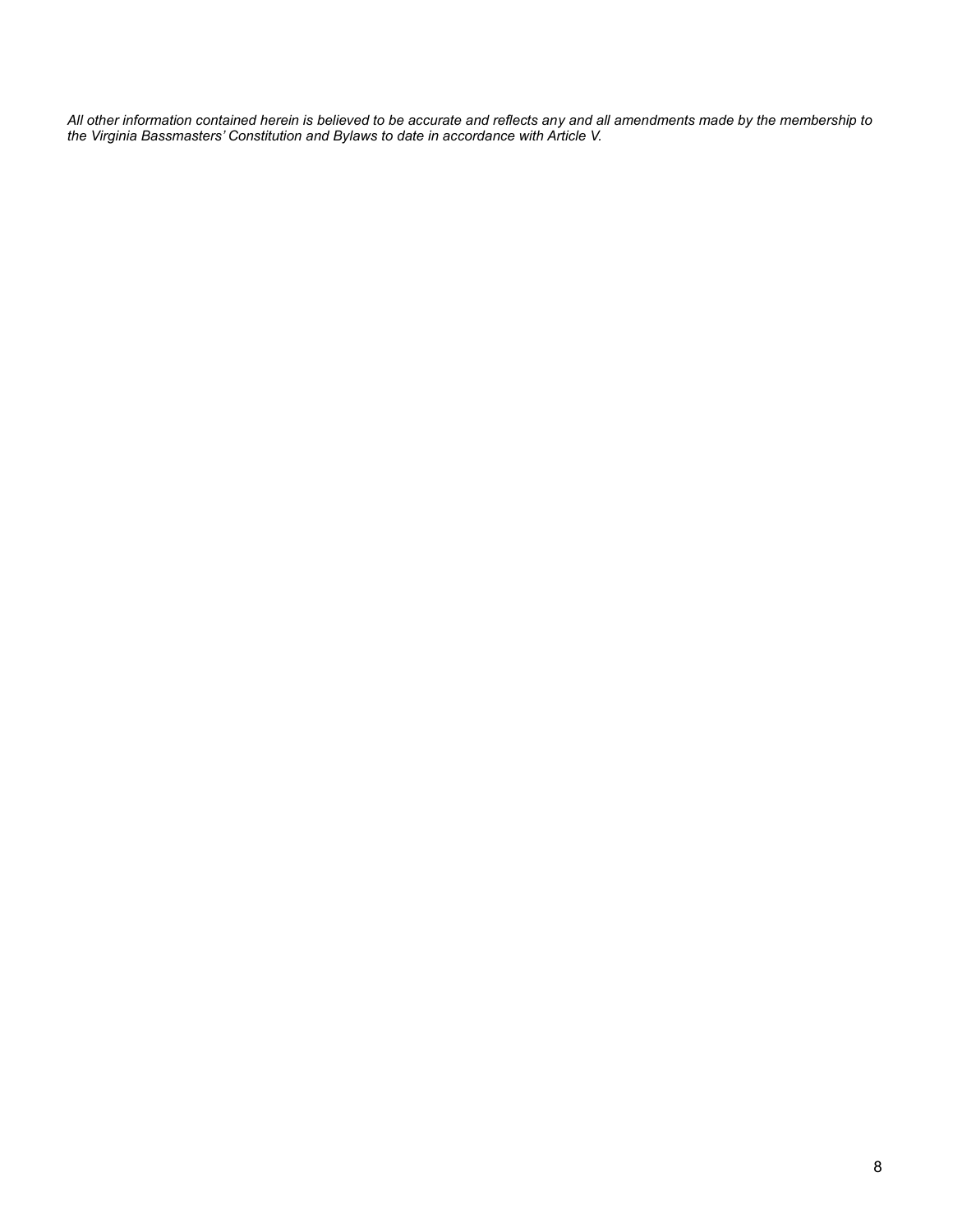*All other information contained herein is believed to be accurate and reflects any and all amendments made by the membership to the Virginia Bassmasters' Constitution and Bylaws to date in accordance with Article V.*